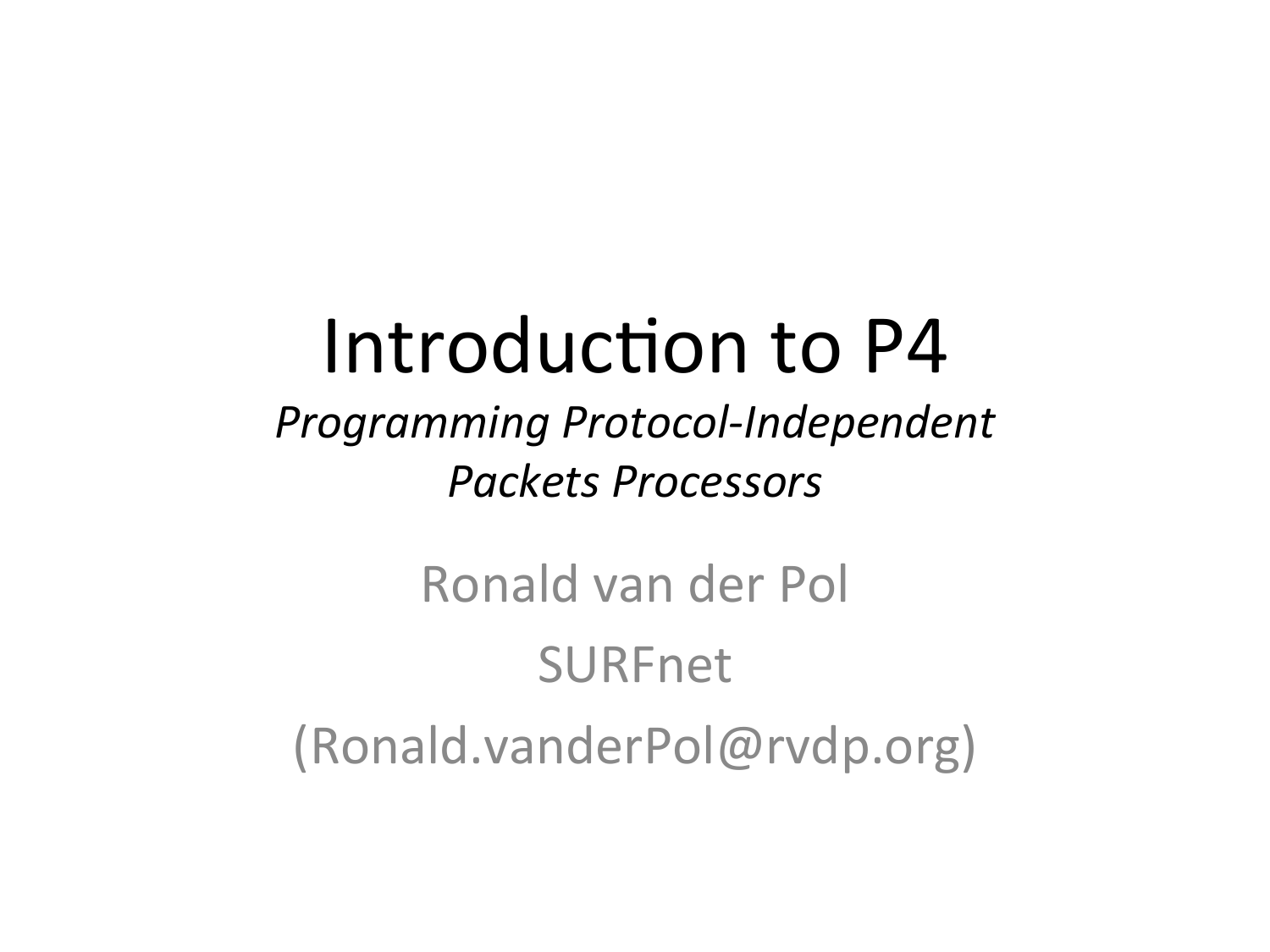# Introduction to P4

*Programming Protocol-Independent Packets Processors*

Ronald van der Pol

SURFnet

(Ronald.vanderPol@rvdp.org)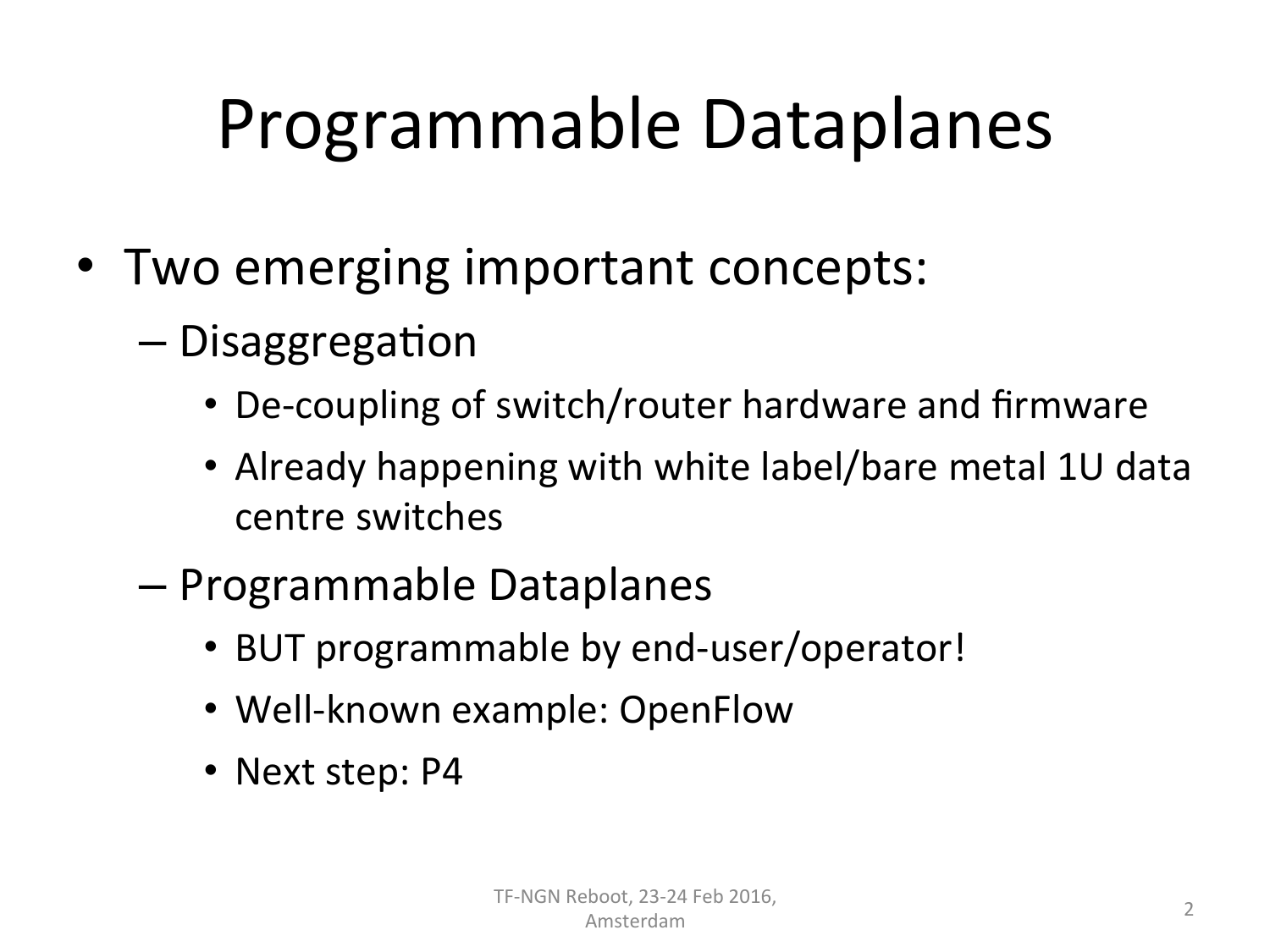# Programmable Dataplanes

- Two emerging important concepts:
  - Disaggregation
    - De-coupling of switch/router hardware and firmware
    - Already happening with white label/bare metal 1U data centre switches
  - Programmable Dataplanes
    - BUT programmable by end-user/operator!
    - Well-known example: OpenFlow
    - Next step: P4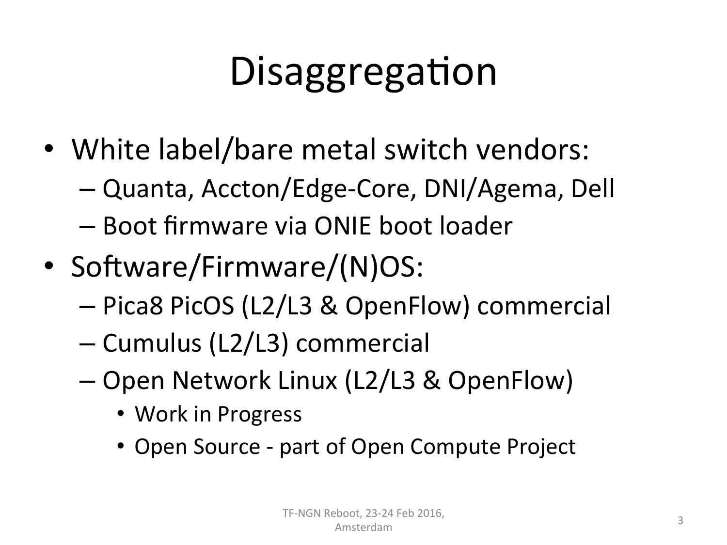# Disaggregation

- White label/bare metal switch vendors:
  - Quanta, Accton/Edge-Core, DNI/Agema, Dell
  - Boot firmware via ONIE boot loader
- Software/Firmware/(N)OS:
  - Pica8 PicOS (L2/L3 & OpenFlow) commercial
  - Cumulus (L2/L3) commercial
  - Open Network Linux (L2/L3 & OpenFlow)
    - Work in Progress
    - Open Source - part of Open Compute Project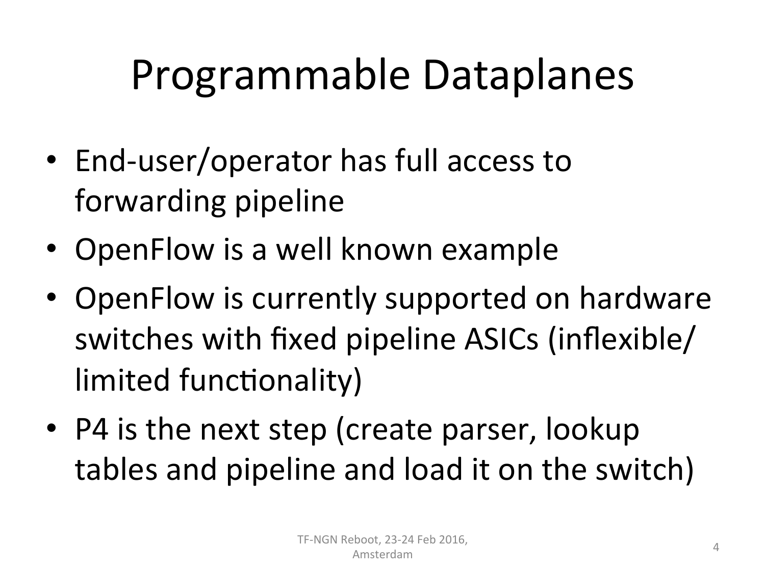# Programmable Dataplanes

- End-user/operator has full access to forwarding pipeline
- OpenFlow is a well known example
- OpenFlow is currently supported on hardware switches with fixed pipeline ASICs (inflexible/ limited functionality)
- P4 is the next step (create parser, lookup tables and pipeline and load it on the switch)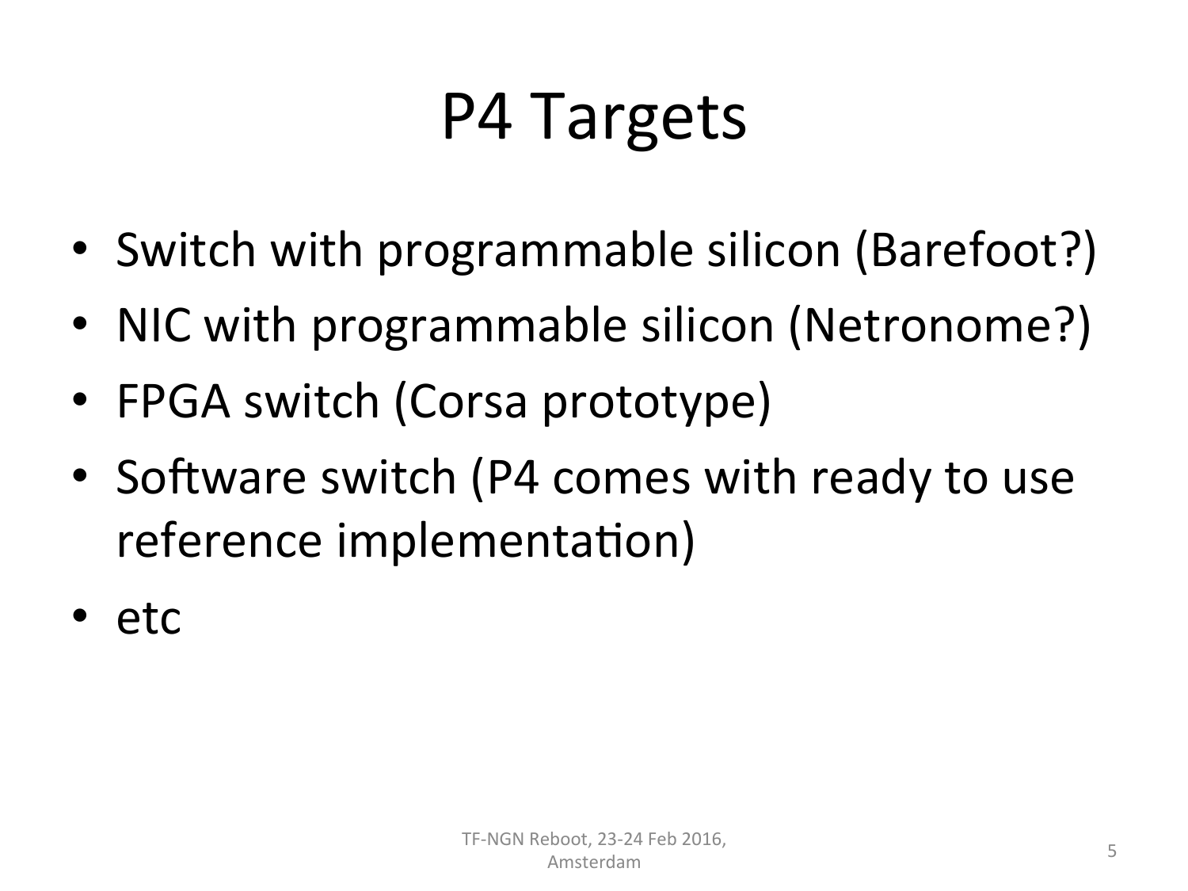# P4 Targets

- Switch with programmable silicon (Barefoot?)
- NIC with programmable silicon (Netronome?)
- FPGA switch (Corsa prototype)
- Software switch (P4 comes with ready to use reference implementation)
- etc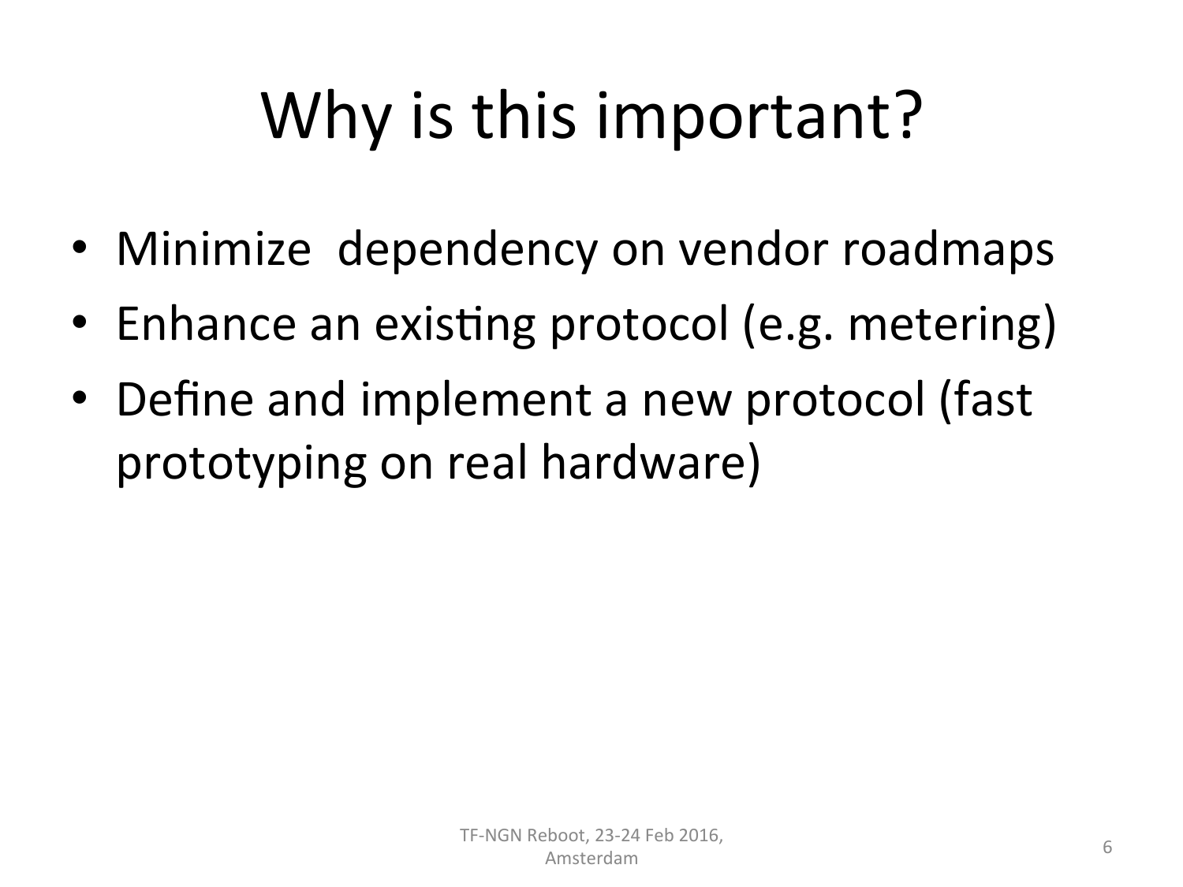# Why is this important?

- Minimize dependency on vendor roadmaps
- Enhance an existing protocol (e.g. metering)
- Define and implement a new protocol (fast prototyping on real hardware)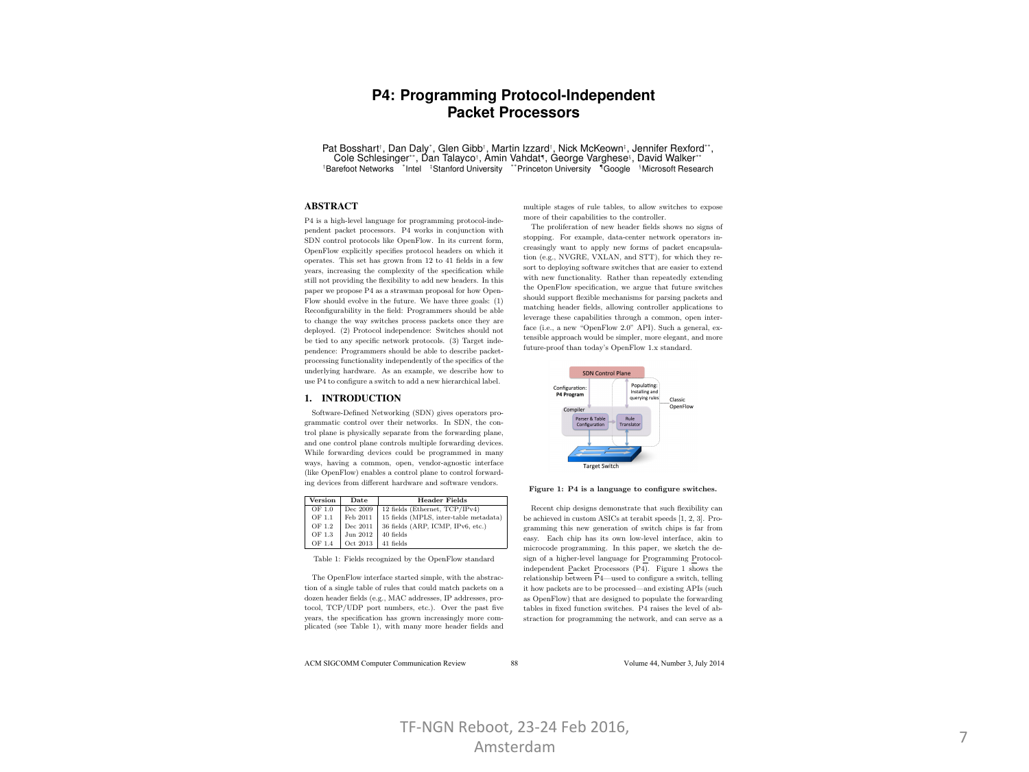# P4: Programming Protocol-Independent Packet Processors

Pat Bosshart[†], Dan Daly[*], Glen Gibb[†], Martin Izzard[†], Nick McKeown[‡], Jennifer Rexford[**], Cole Schlesinger[**], Dan Talayco[†], Amin Vahdat[¶], George Varghese[§], David Walker[**]

[†]Barefoot Networks [*]Intel [‡]Stanford University [**]Princeton University [¶]Google [§]Microsoft Research

## ABSTRACT

P4 is a high-level language for programming protocol-independent packet processors. P4 works in conjunction with SDN control protocols like OpenFlow. In its current form, OpenFlow explicitly specifies protocol headers on which it operates. This set has grown from 12 to 41 fields in a few years, increasing the complexity of the specification while still not providing the flexibility to add new headers. In this paper we propose P4 as a strawman proposal for how OpenFlow should evolve in the future. We have three goals: (1) Reconfigurability in the field: Programmers should be able to change the way switches process packets once they are deployed. (2) Protocol independence: Switches should not be tied to any specific network protocols. (3) Target independence: Programmers should be able to describe packet-processing functionality independently of the specifics of the underlying hardware. As an example, we describe how to use P4 to configure a switch to add a new hierarchical label.

## 1. INTRODUCTION

Software-Defined Networking (SDN) gives operators programmatic control over their networks. In SDN, the control plane is physically separate from the forwarding plane, and one control plane controls multiple forwarding devices. While forwarding devices could be programmed in many ways, having a common, open, vendor-agnostic interface (like OpenFlow) enables a control plane to control forwarding devices from different hardware and software vendors.

| Version | Date | Header Fields |
|---|---|---|
| OF 1.0 | Dec 2009 | 12 fields (Ethernet, TCP/IPv4) |
| OF 1.1 | Feb 2011 | 15 fields (MPLS, inter-table metadata) |
| OF 1.2 | Dec 2011 | 36 fields (ARP, ICMP, IPv6, etc.) |
| OF 1.3 | Jun 2012 | 40 fields |
| OF 1.4 | Oct 2013 | 41 fields |

Table 1: Fields recognized by the OpenFlow standard

The OpenFlow interface started simple, with the abstraction of a single table of rules that could match packets on a dozen header fields (e.g., MAC addresses, IP addresses, protocol, TCP/UDP port numbers, etc.). Over the past five years, the specification has grown increasingly more complicated (see Table 1), with many more header fields and multiple stages of rule tables, to allow switches to expose more of their capabilities to the controller.

The proliferation of new header fields shows no signs of stopping. For example, data-center network operators increasingly want to apply new forms of packet encapsulation (e.g., NVGRE, VXLAN, and STT), for which they resort to deploying software switches that are easier to extend with new functionality. Rather than repeatedly extending the OpenFlow specification, we argue that future switches should support flexible mechanisms for parsing packets and matching header fields, allowing controller applications to leverage these capabilities through a common, open interface (i.e., a new "OpenFlow 2.0" API). Such a general, extensible approach would be simpler, more elegant, and more future-proof than today's OpenFlow 1.x standard.

Figure 1: P4 is a language to configure switches.

Recent chip designs demonstrate that such flexibility can be achieved in custom ASICs at terabit speeds [1, 2, 3]. Programming this new generation of switch chips is far from easy. Each chip has its own low-level interface, akin to microcode programming. In this paper, we sketch the design of a higher-level language for Programming Protocol-independent Packet Processors (P4). Figure 1 shows the relationship between P4—used to configure a switch, telling it how packets are to be processed—and existing APIs (such as OpenFlow) that are designed to populate the forwarding tables in fixed function switches. P4 raises the level of abstraction for programming the network, and can serve as a

TF-NGN Reboot, 23-24 Feb 2016, Amsterdam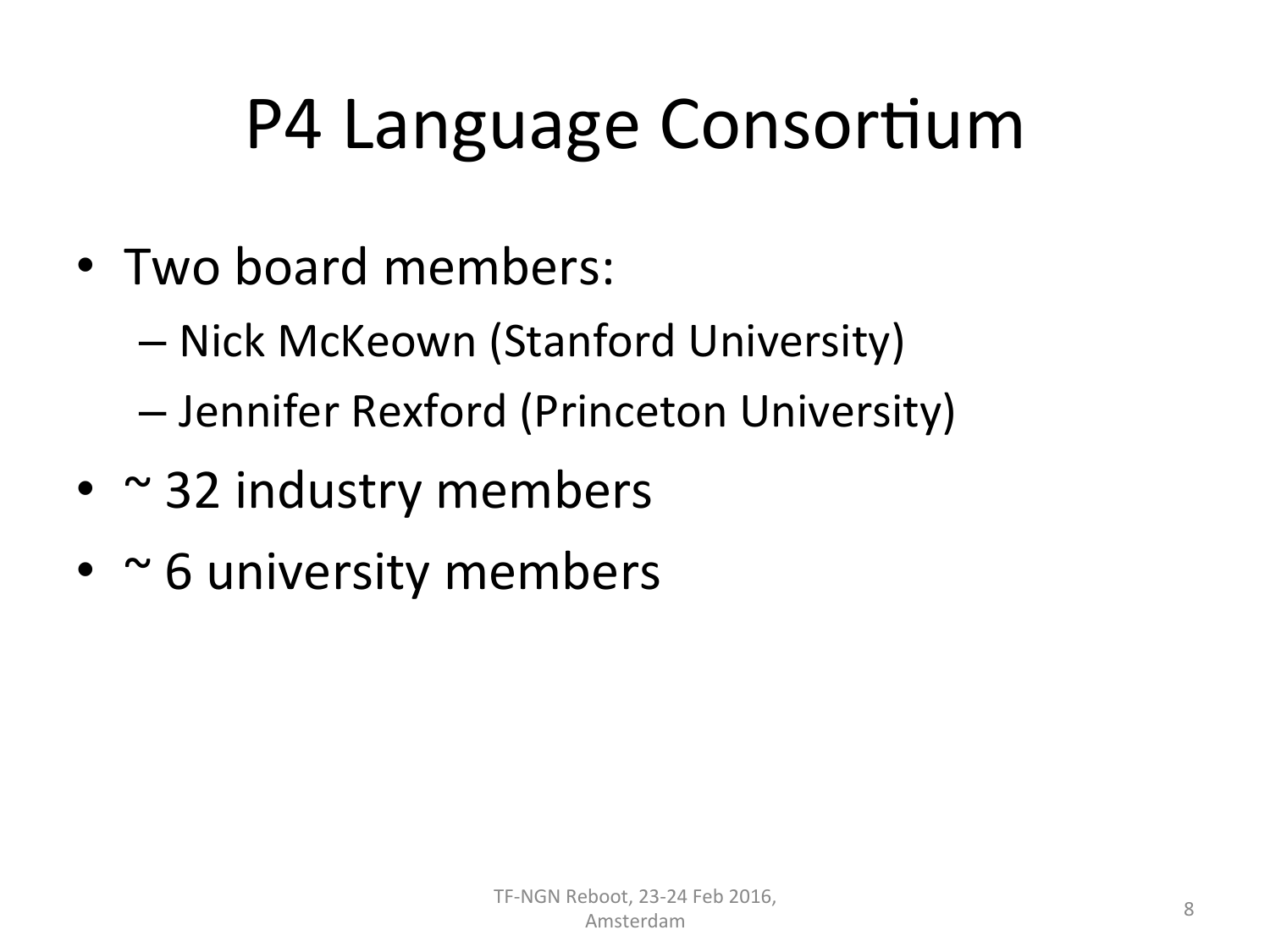# P4 Language Consortium

- Two board members:
  - Nick McKeown (Stanford University)
  - Jennifer Rexford (Princeton University)
- ~ 32 industry members
- ~ 6 university members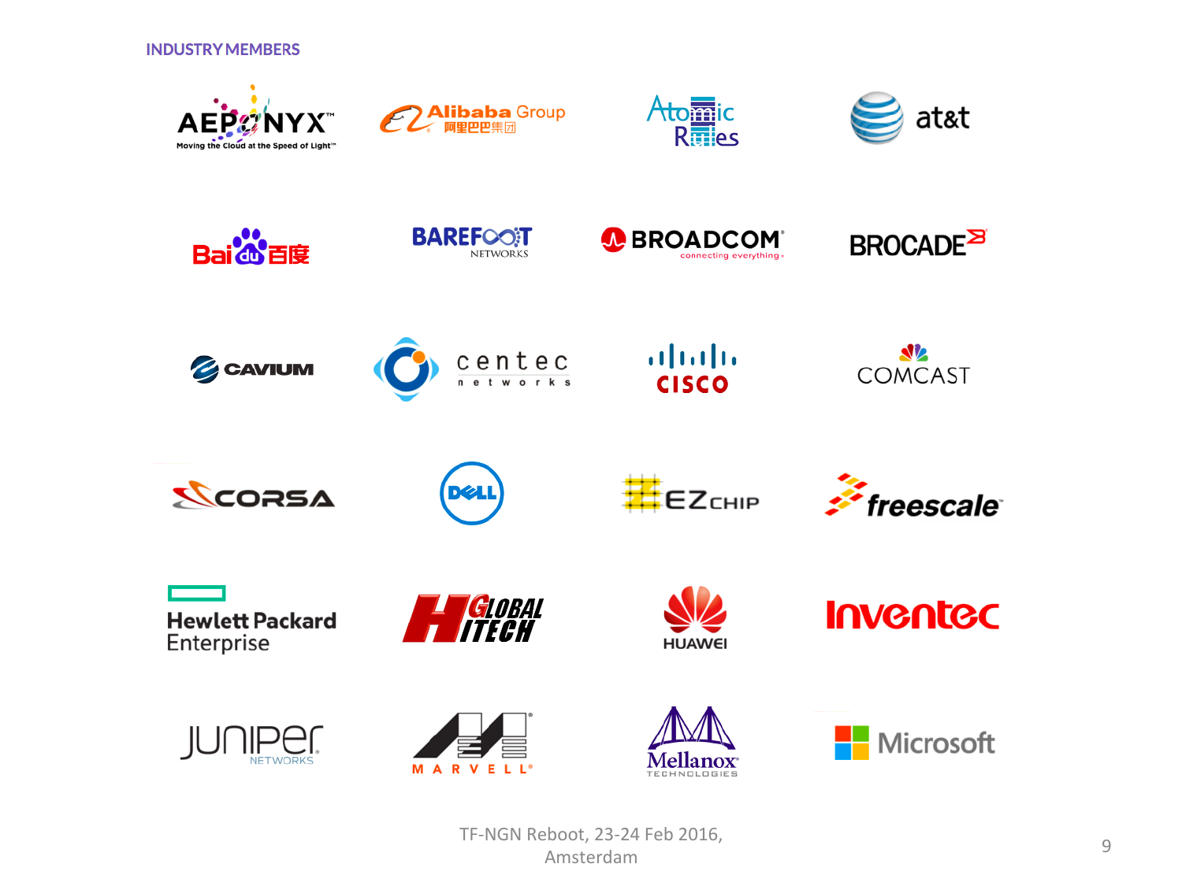## INDUSTRY MEMBERS

- AEPONYX — Moving the Cloud at the Speed of Light™
- Alibaba Group 阿里巴巴集团
- Atomic Rules
- at&t
- Baidu 百度
- BAREFOOT NETWORKS
- BROADCOM — connecting everything
- BROCADE
- CAVIUM
- centec networks
- CISCO
- COMCAST
- CORSA
- DELL
- EZchip
- freescale
- Hewlett Packard Enterprise
- Global iTech
- HUAWEI
- Inventec
- Juniper Networks
- MARVELL
- Mellanox Technologies
- Microsoft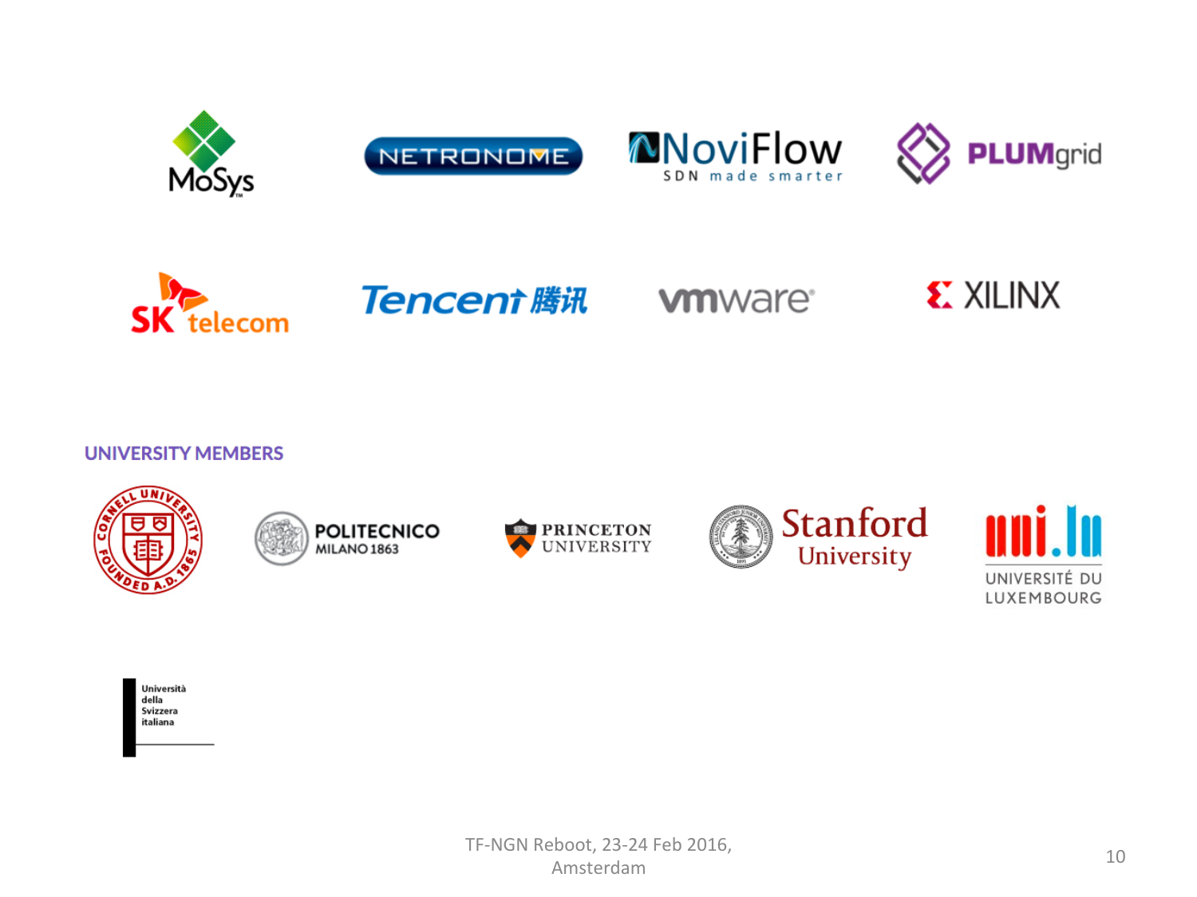MoSys

NETRONOME

NoviFlow
SDN made smarter

PLUMgrid

SK telecom

Tencent 腾讯

vmware

XILINX

**UNIVERSITY MEMBERS**

Cornell University

POLITECNICO
MILANO 1863

PRINCETON UNIVERSITY

Stanford University

uni.lu
UNIVERSITÉ DU LUXEMBOURG

Università della Svizzera italiana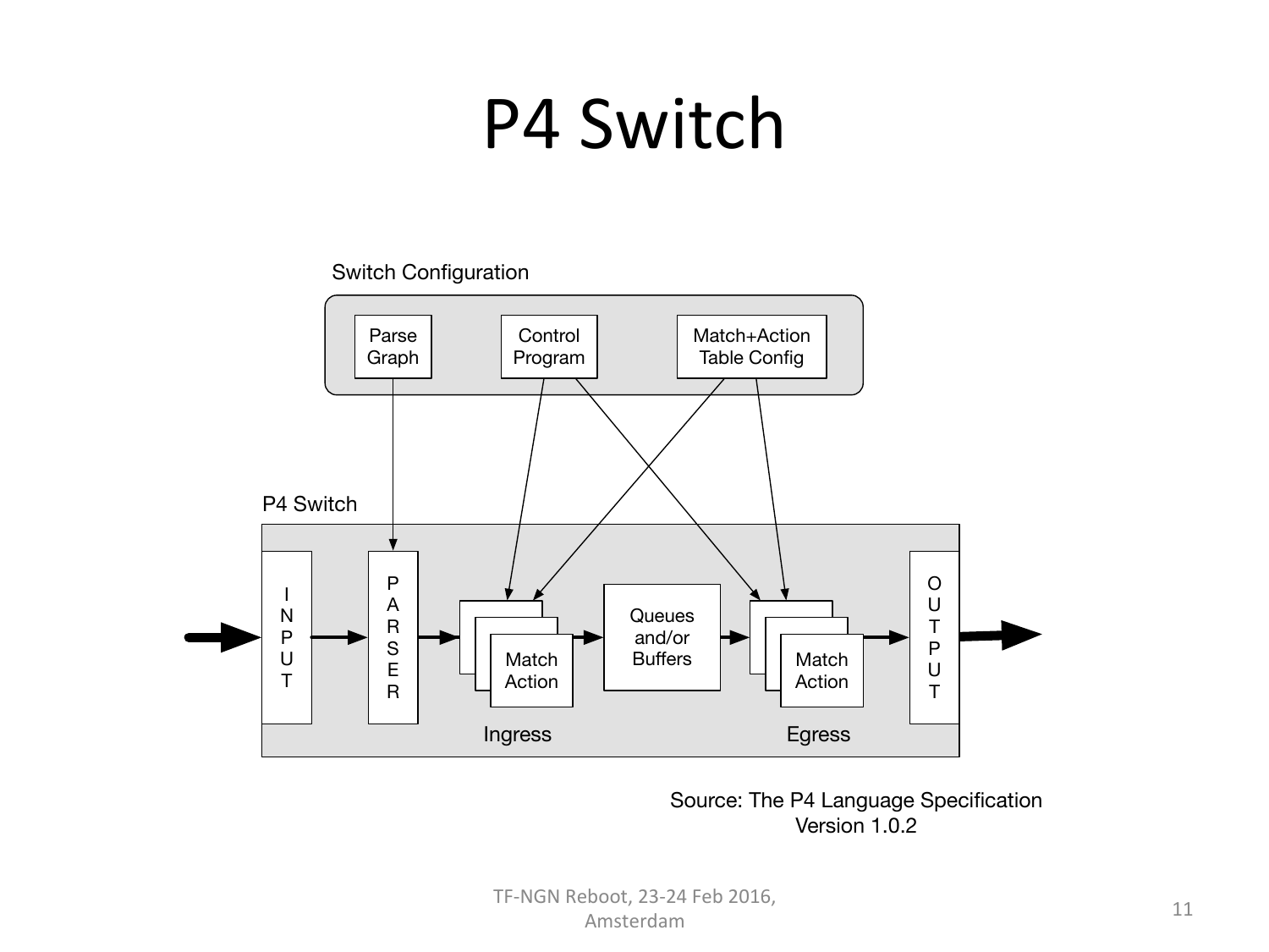# P4 Switch

Switch Configuration

Parse Graph | Control Program | Match+Action Table Config

P4 Switch

INPUT → PARSER → Match Action (Ingress) → Queues and/or Buffers → Match Action (Egress) → OUTPUT

Source: The P4 Language Specification Version 1.0.2

TF-NGN Reboot, 23-24 Feb 2016, Amsterdam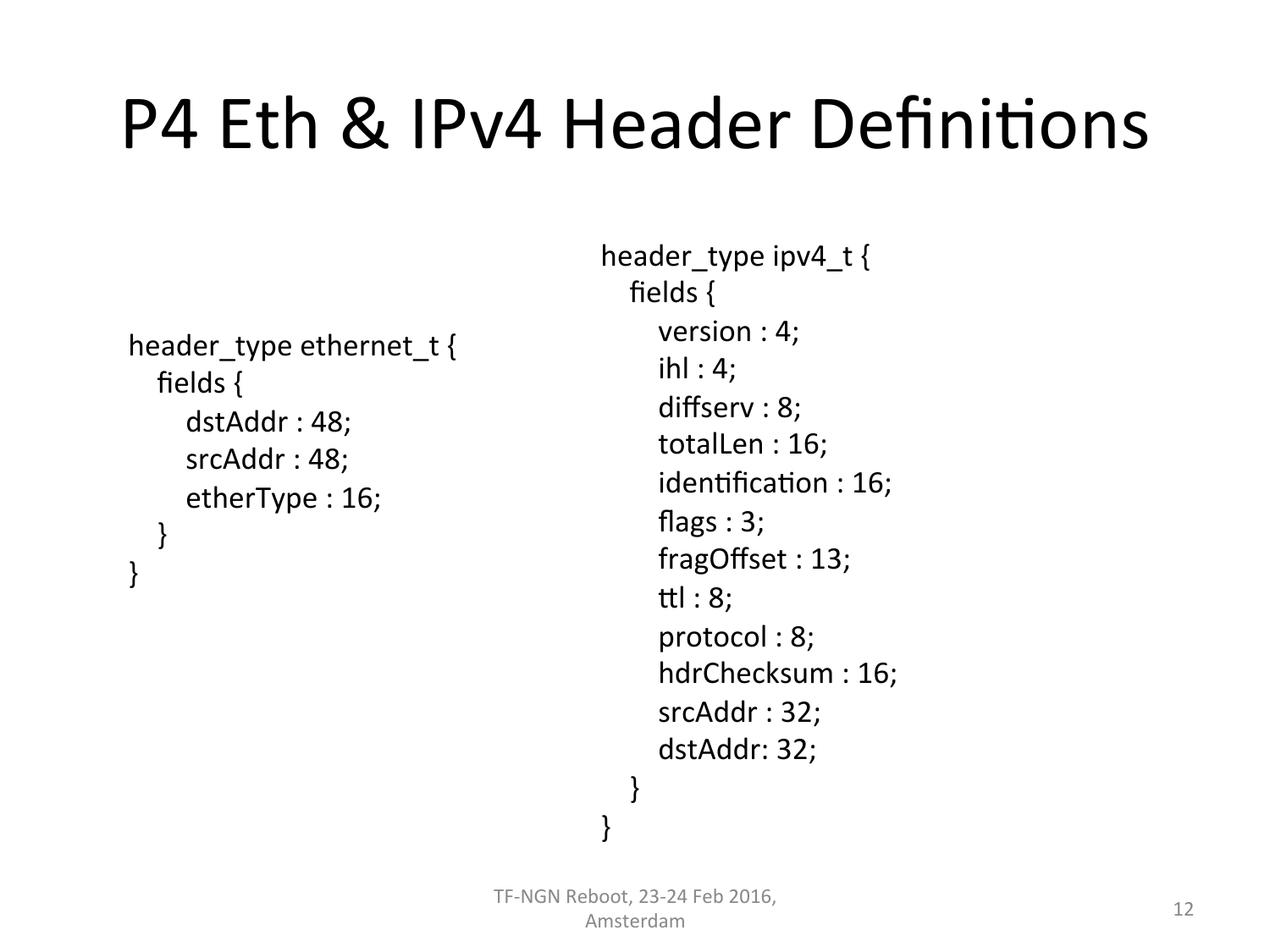# P4 Eth & IPv4 Header Definitions

```
header_type ethernet_t {
   fields {
      dstAddr : 48;
      srcAddr : 48;
      etherType : 16;
   }
}
```

```
header_type ipv4_t {
   fields {
      version : 4;
      ihl : 4;
      diffserv : 8;
      totalLen : 16;
      identification : 16;
      flags : 3;
      fragOffset : 13;
      ttl : 8;
      protocol : 8;
      hdrChecksum : 16;
      srcAddr : 32;
      dstAddr: 32;
   }
}
```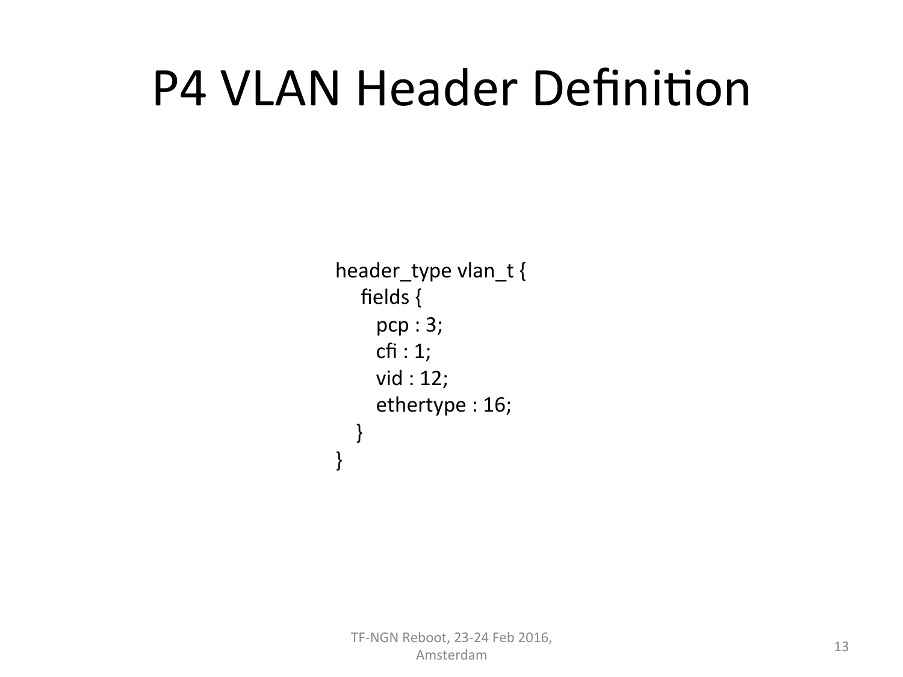# P4 VLAN Header Definition

```
header_type vlan_t {
    fields {
        pcp : 3;
        cfi : 1;
        vid : 12;
        ethertype : 16;
    }
}
```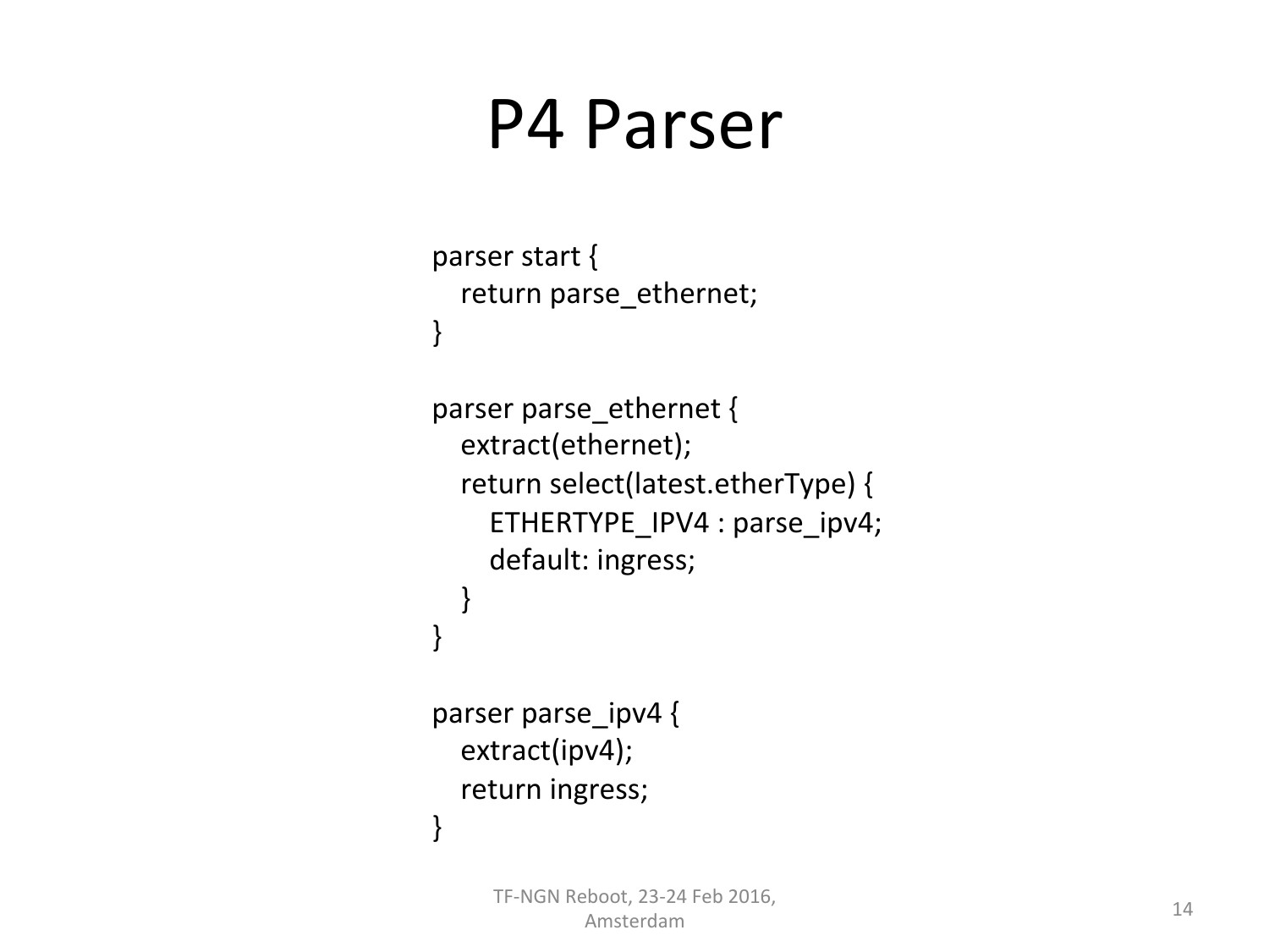# P4 Parser

```
parser start {
   return parse_ethernet;
}

parser parse_ethernet {
   extract(ethernet);
   return select(latest.etherType) {
      ETHERTYPE_IPV4 : parse_ipv4;
      default: ingress;
   }
}

parser parse_ipv4 {
   extract(ipv4);
   return ingress;
}
```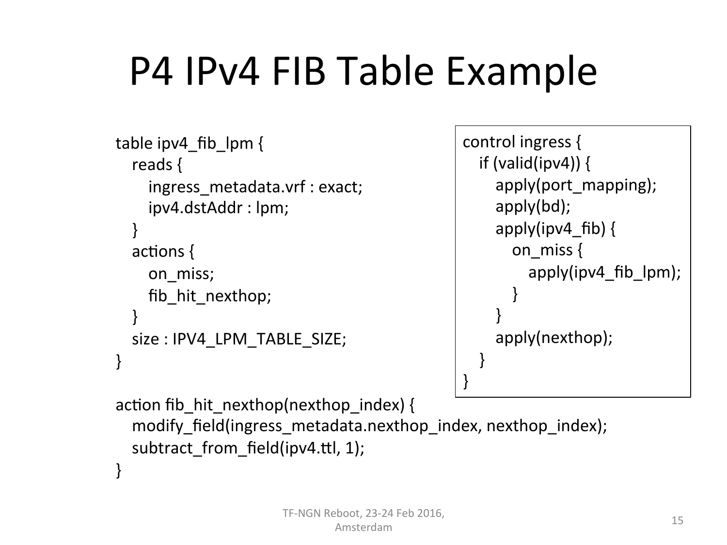# P4 IPv4 FIB Table Example

```
table ipv4_fib_lpm {
   reads {
      ingress_metadata.vrf : exact;
      ipv4.dstAddr : lpm;
   }
   actions {
      on_miss;
      fib_hit_nexthop;
   }
   size : IPV4_LPM_TABLE_SIZE;
}

action fib_hit_nexthop(nexthop_index) {
   modify_field(ingress_metadata.nexthop_index, nexthop_index);
   subtract_from_field(ipv4.ttl, 1);
}
```

```
control ingress {
   if (valid(ipv4)) {
      apply(port_mapping);
      apply(bd);
      apply(ipv4_fib) {
         on_miss {
            apply(ipv4_fib_lpm);
         }
      }
      apply(nexthop);
   }
}
```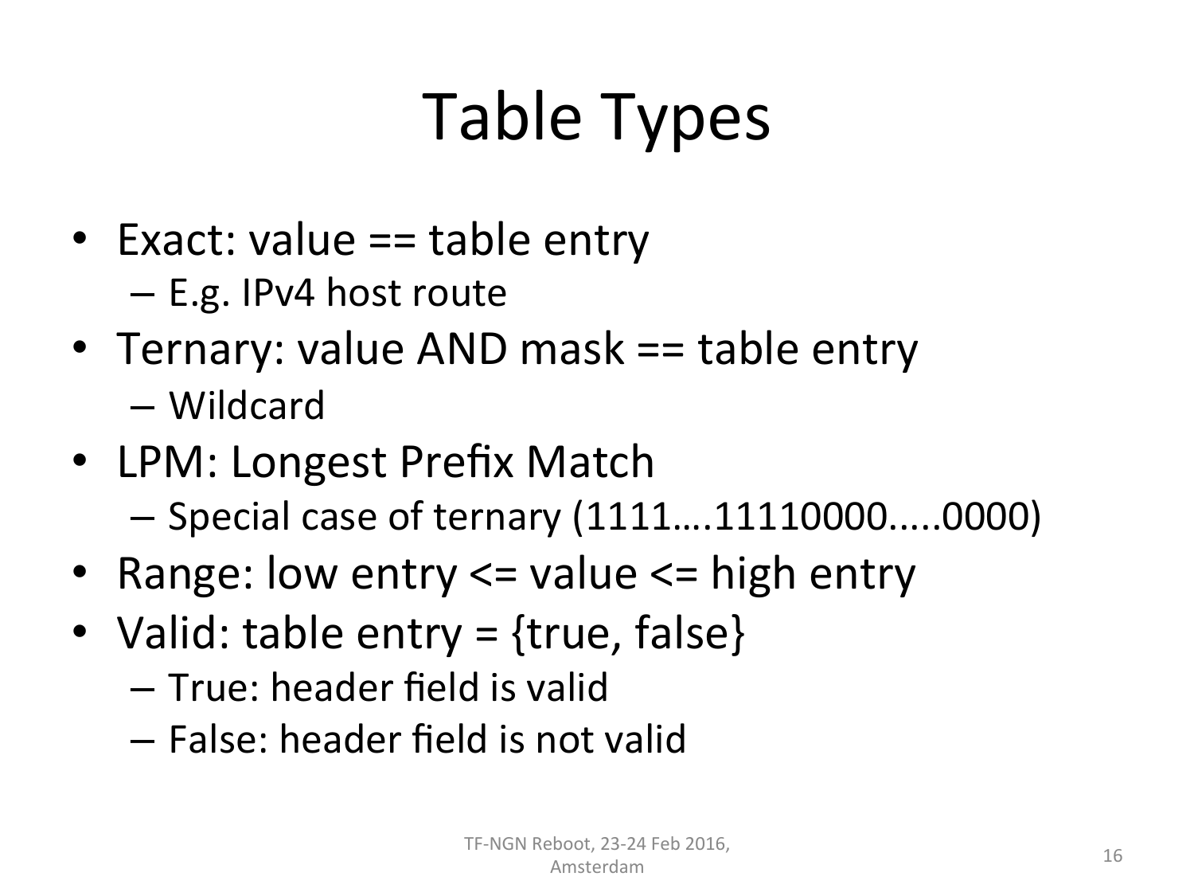# Table Types

- Exact: value == table entry
  - E.g. IPv4 host route
- Ternary: value AND mask == table entry
  - Wildcard
- LPM: Longest Prefix Match
  - Special case of ternary (1111….11110000.....0000)
- Range: low entry <= value <= high entry
- Valid: table entry = {true, false}
  - True: header field is valid
  - False: header field is not valid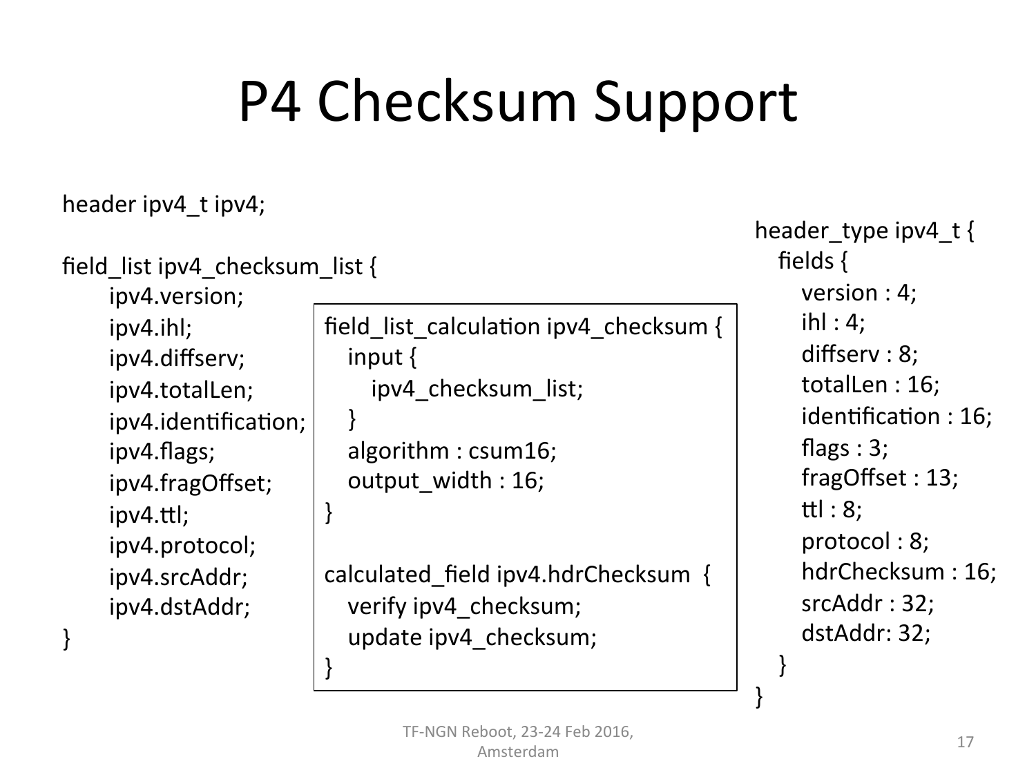# P4 Checksum Support

```
header ipv4_t ipv4;

field_list ipv4_checksum_list {
      ipv4.version;
      ipv4.ihl;
      ipv4.diffserv;
      ipv4.totalLen;
      ipv4.identification;
      ipv4.flags;
      ipv4.fragOffset;
      ipv4.ttl;
      ipv4.protocol;
      ipv4.srcAddr;
      ipv4.dstAddr;
}
```

```
field_list_calculation ipv4_checksum {
   input {
      ipv4_checksum_list;
   }
   algorithm : csum16;
   output_width : 16;
}

calculated_field ipv4.hdrChecksum  {
   verify ipv4_checksum;
   update ipv4_checksum;
}
```

```
header_type ipv4_t {
   fields {
      version : 4;
      ihl : 4;
      diffserv : 8;
      totalLen : 16;
      identification : 16;
      flags : 3;
      fragOffset : 13;
      ttl : 8;
      protocol : 8;
      hdrChecksum : 16;
      srcAddr : 32;
      dstAddr: 32;
   }
}
```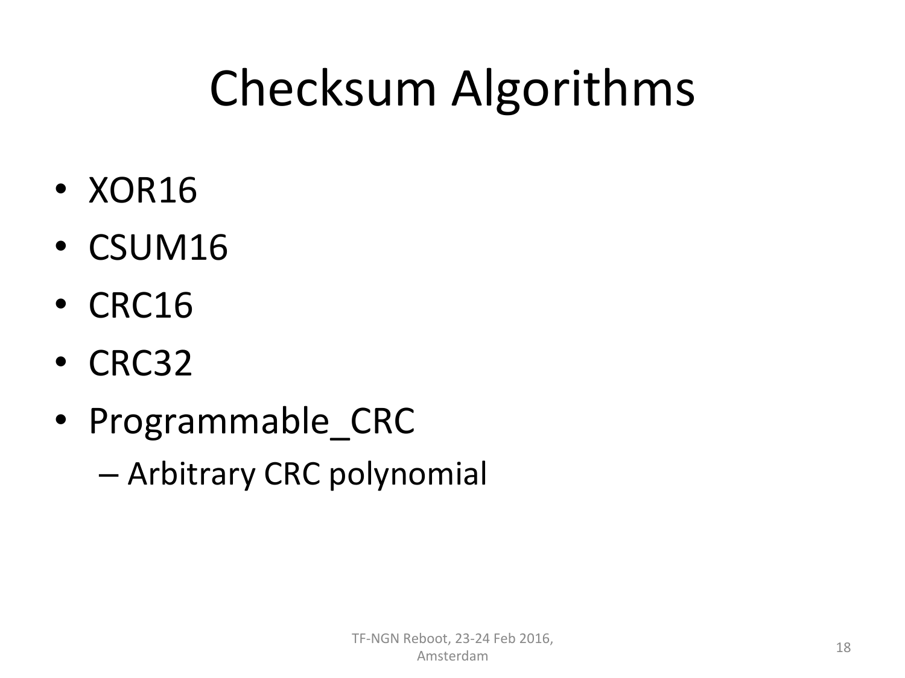# Checksum Algorithms

- XOR16
- CSUM16
- CRC16
- CRC32
- Programmable_CRC
  - Arbitrary CRC polynomial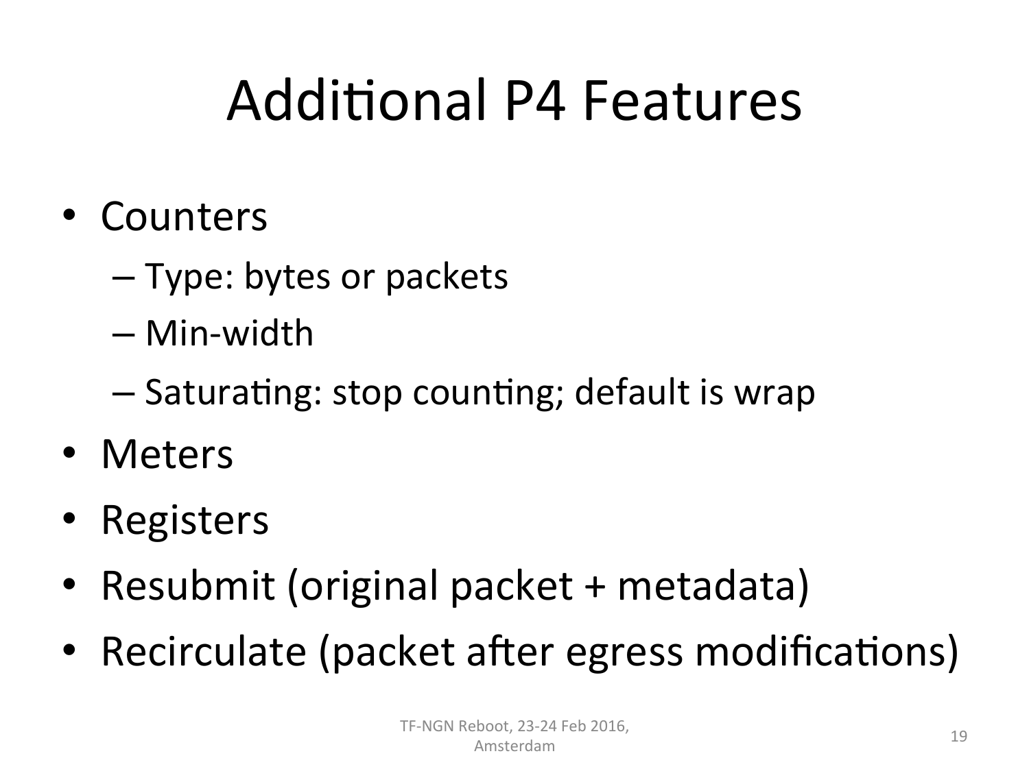# Additional P4 Features

- Counters
  - Type: bytes or packets
  - Min-width
  - Saturating: stop counting; default is wrap
- Meters
- Registers
- Resubmit (original packet + metadata)
- Recirculate (packet after egress modifications)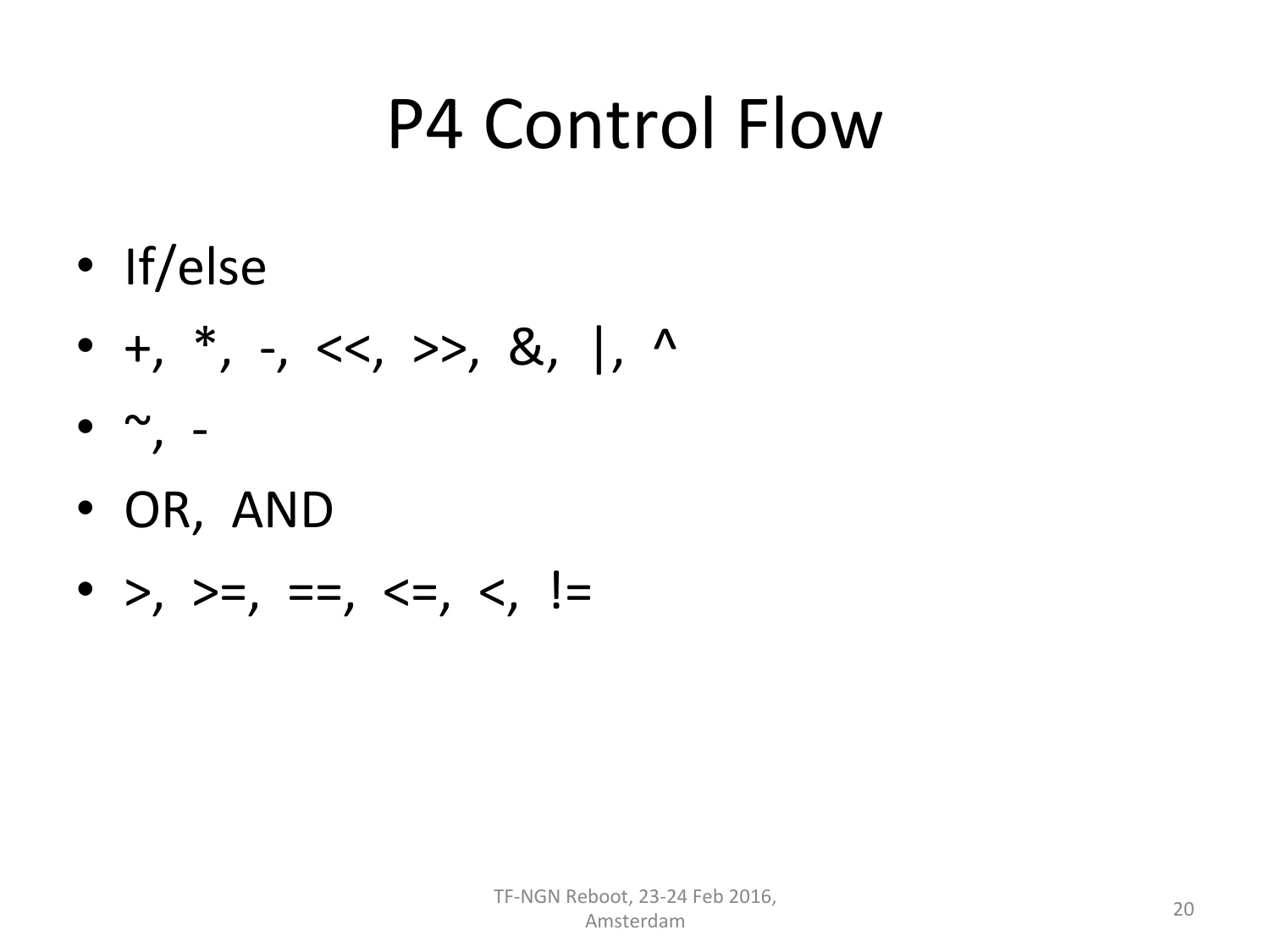# P4 Control Flow

- If/else
- +, *, -, <<, >>, &, |, ^
- ~, -
- OR, AND
- >, >=, ==, <=, <, !=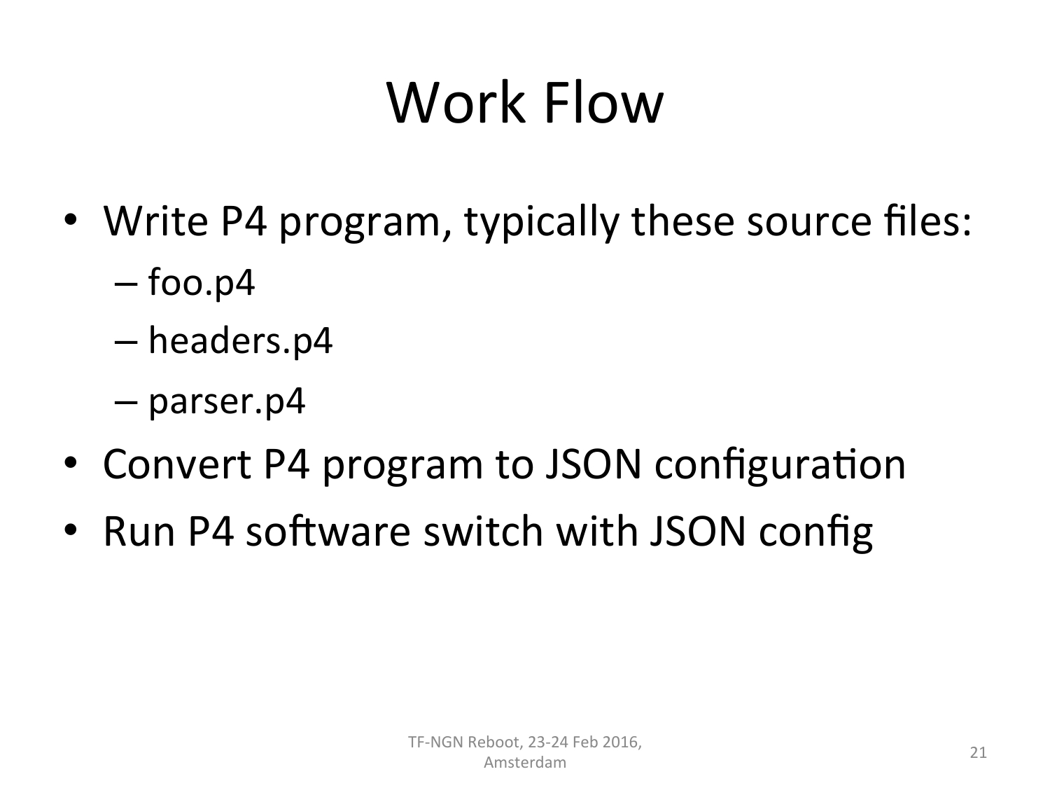# Work Flow

- Write P4 program, typically these source files:
  - foo.p4
  - headers.p4
  - parser.p4
- Convert P4 program to JSON configuration
- Run P4 software switch with JSON config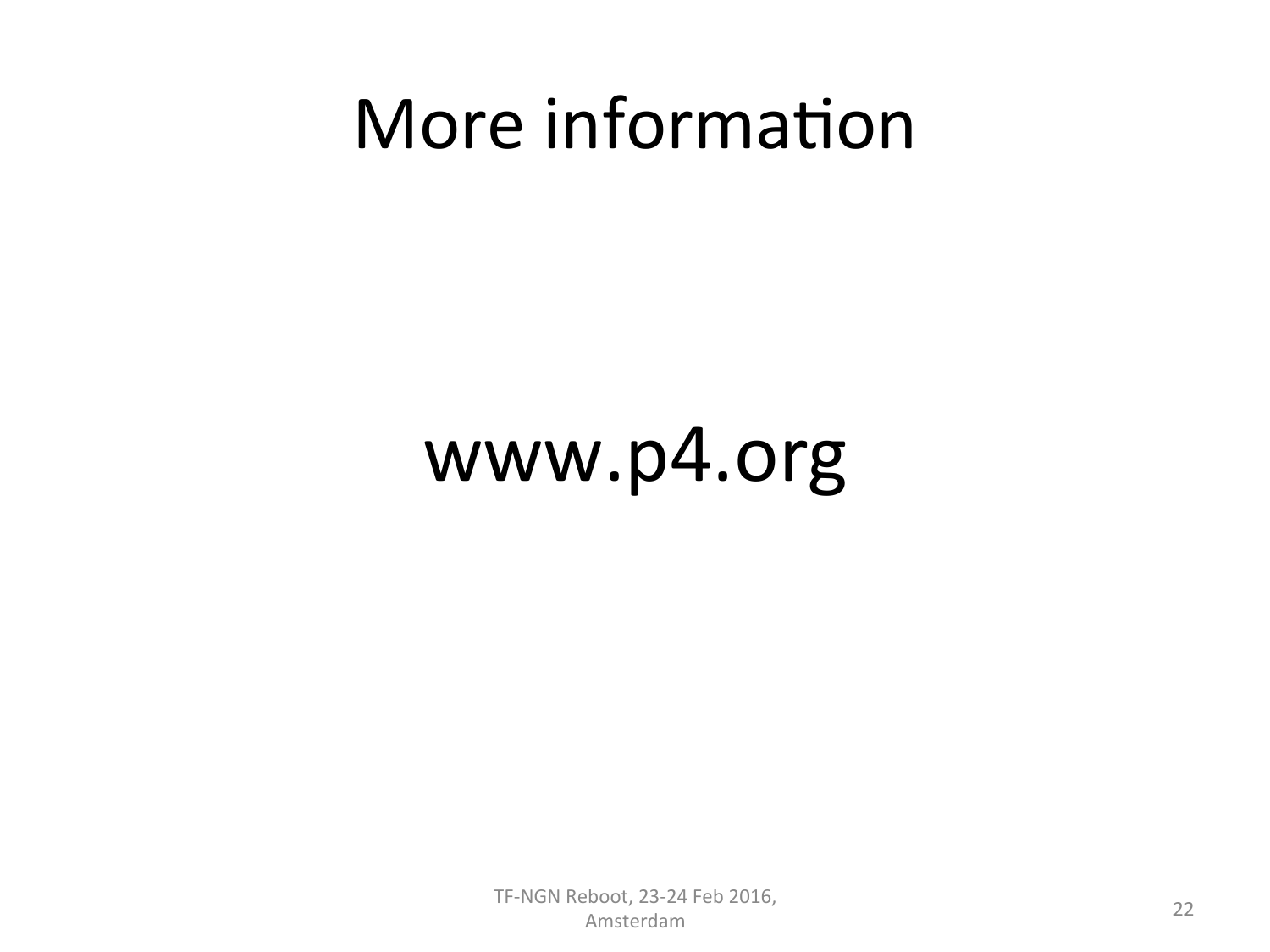# More information

www.p4.org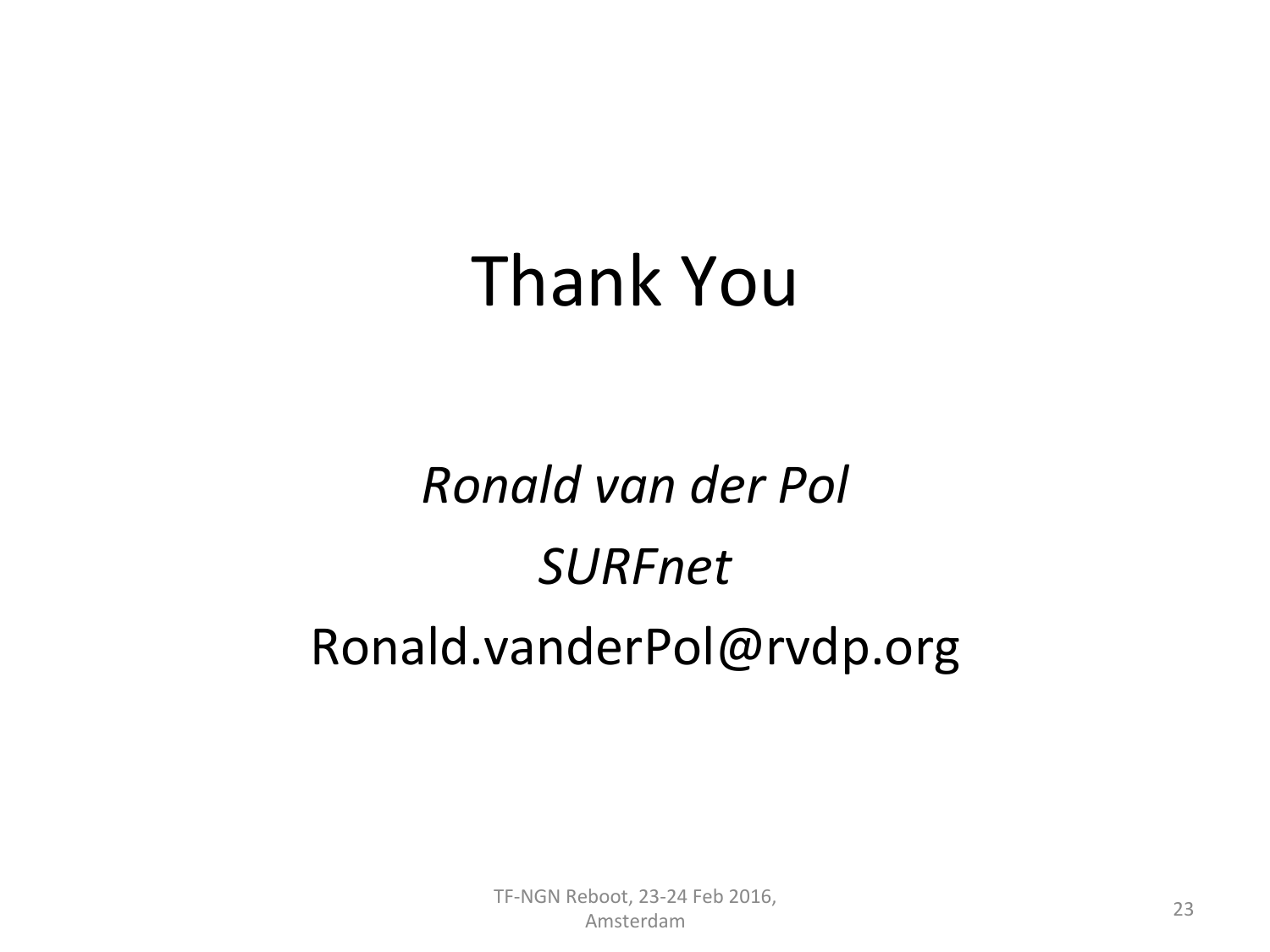# Thank You

*Ronald van der Pol*

*SURFnet*

Ronald.vanderPol@rvdp.org